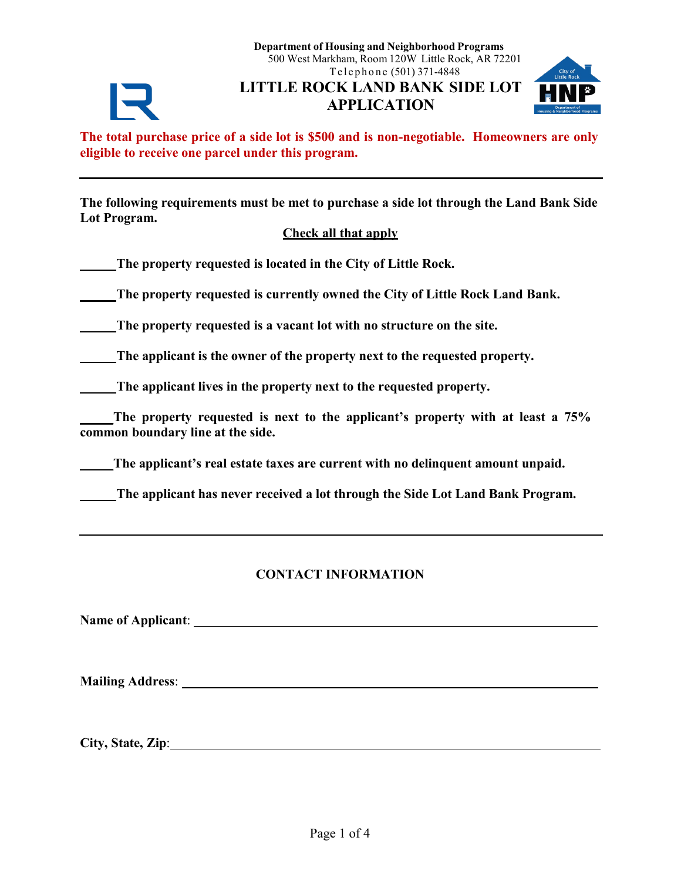**Department of Housing and Neighborhood Programs**
500 West Markham, Room 120W Little Rock, AR 72201
Telephone (501) 371-4848

# LITTLE ROCK LAND BANK SIDE LOT APPLICATION

**The total purchase price of a side lot is $500 and is non-negotiable. Homeowners are only eligible to receive one parcel under this program.**

---

**The following requirements must be met to purchase a side lot through the Land Bank Side Lot Program.**

**<u>Check all that apply</u>**

_____**The property requested is located in the City of Little Rock.**

_____**The property requested is currently owned the City of Little Rock Land Bank.**

_____**The property requested is a vacant lot with no structure on the site.**

_____**The applicant is the owner of the property next to the requested property.**

_____**The applicant lives in the property next to the requested property.**

_____**The property requested is next to the applicant's property with at least a 75% common boundary line at the side.**

_____**The applicant's real estate taxes are current with no delinquent amount unpaid.**

_____**The applicant has never received a lot through the Side Lot Land Bank Program.**

---

## CONTACT INFORMATION

**Name of Applicant**: ______________________________________________

**Mailing Address**: ______________________________________________

**City, State, Zip**: ______________________________________________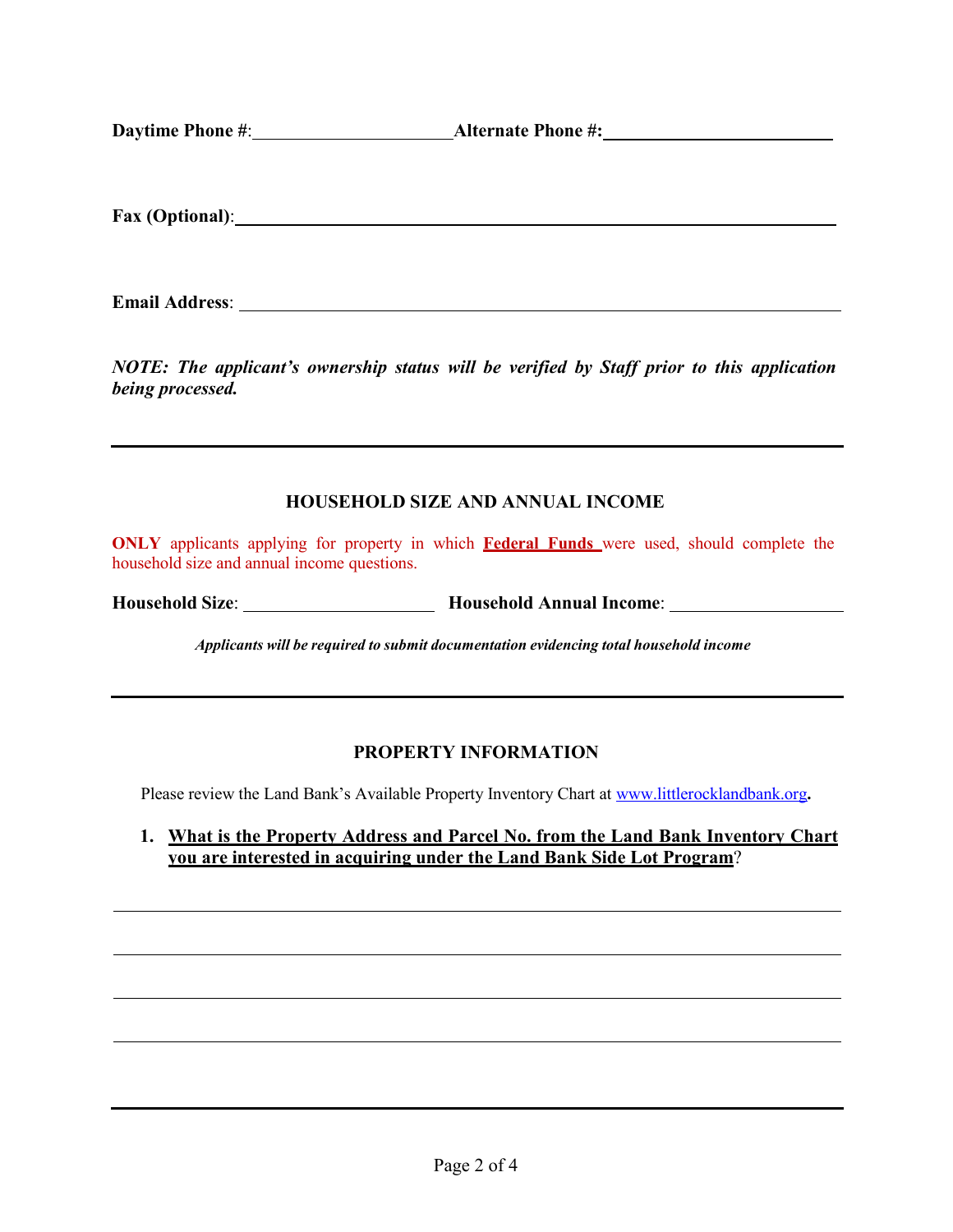**Daytime Phone #**:______________________**Alternate Phone #:**_________________________

**Fax (Optional)**:________________________________________________________________

**Email Address**: ________________________________________________________________

***NOTE: The applicant's ownership status will be verified by Staff prior to this application being processed.***

---

## HOUSEHOLD SIZE AND ANNUAL INCOME

**ONLY** applicants applying for property in which **Federal Funds** were used, should complete the household size and annual income questions.

**Household Size**: _____________________ **Household Annual Income**: ___________________

***Applicants will be required to submit documentation evidencing total household income***

---

## PROPERTY INFORMATION

Please review the Land Bank's Available Property Inventory Chart at www.littlerocklandbank.org**.**

1. **What is the Property Address and Parcel No. from the Land Bank Inventory Chart you are interested in acquiring under the Land Bank Side Lot Program**?

_______________________________________________________________________________

_______________________________________________________________________________

_______________________________________________________________________________

_______________________________________________________________________________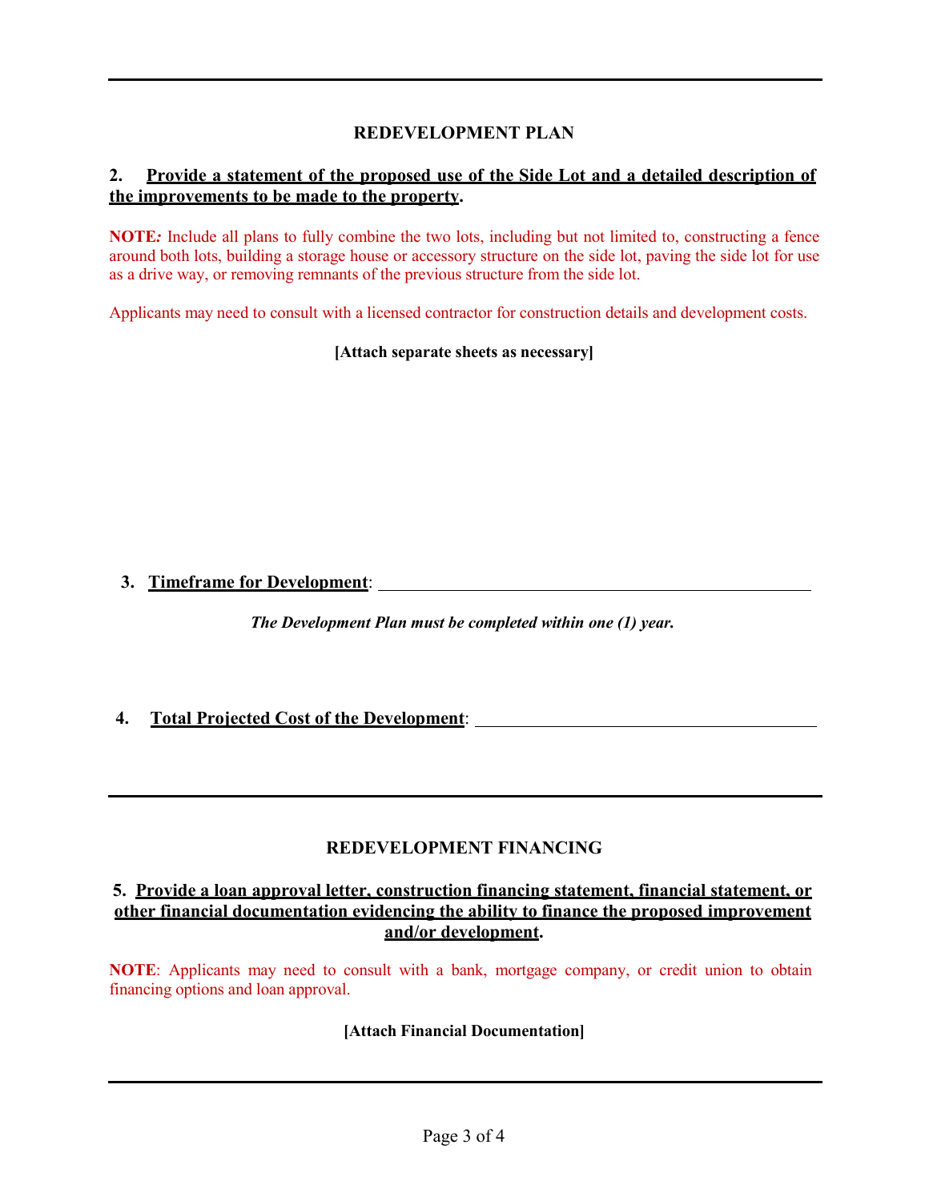## REDEVELOPMENT PLAN

**2. <u>Provide a statement of the proposed use of the Side Lot and a detailed description of the improvements to be made to the property</u>.**

**NOTE*:*** Include all plans to fully combine the two lots, including but not limited to, constructing a fence around both lots, building a storage house or accessory structure on the side lot, paving the side lot for use as a drive way, or removing remnants of the previous structure from the side lot.

Applicants may need to consult with a licensed contractor for construction details and development costs.

**[Attach separate sheets as necessary]**

**3. <u>Timeframe for Development</u>:** ______________________________________________

***The Development Plan must be completed within one (1) year.***

**4. <u>Total Projected Cost of the Development</u>:** ____________________________________

## REDEVELOPMENT FINANCING

**5. <u>Provide a loan approval letter, construction financing statement, financial statement, or other financial documentation evidencing the ability to finance the proposed improvement and/or development</u>.**

**NOTE**: Applicants may need to consult with a bank, mortgage company, or credit union to obtain financing options and loan approval.

**[Attach Financial Documentation]**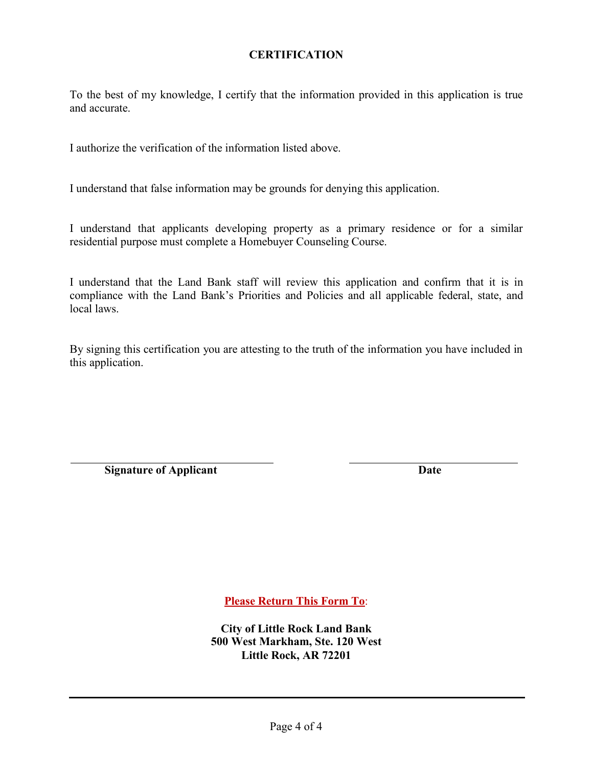## CERTIFICATION

To the best of my knowledge, I certify that the information provided in this application is true and accurate.

I authorize the verification of the information listed above.

I understand that false information may be grounds for denying this application.

I understand that applicants developing property as a primary residence or for a similar residential purpose must complete a Homebuyer Counseling Course.

I understand that the Land Bank staff will review this application and confirm that it is in compliance with the Land Bank's Priorities and Policies and all applicable federal, state, and local laws.

By signing this certification you are attesting to the truth of the information you have included in this application.

\_\_\_\_\_\_\_\_\_\_\_\_\_\_\_\_\_\_\_\_\_\_\_\_\_\_\_\_\_\_ \_\_\_\_\_\_\_\_\_\_\_\_\_\_\_\_\_\_\_\_\_\_\_\_\_\_\_\_\_\_

**Signature of Applicant** **Date**

**Please Return This Form To**:

**City of Little Rock Land Bank**
**500 West Markham, Ste. 120 West**
**Little Rock, AR 72201**